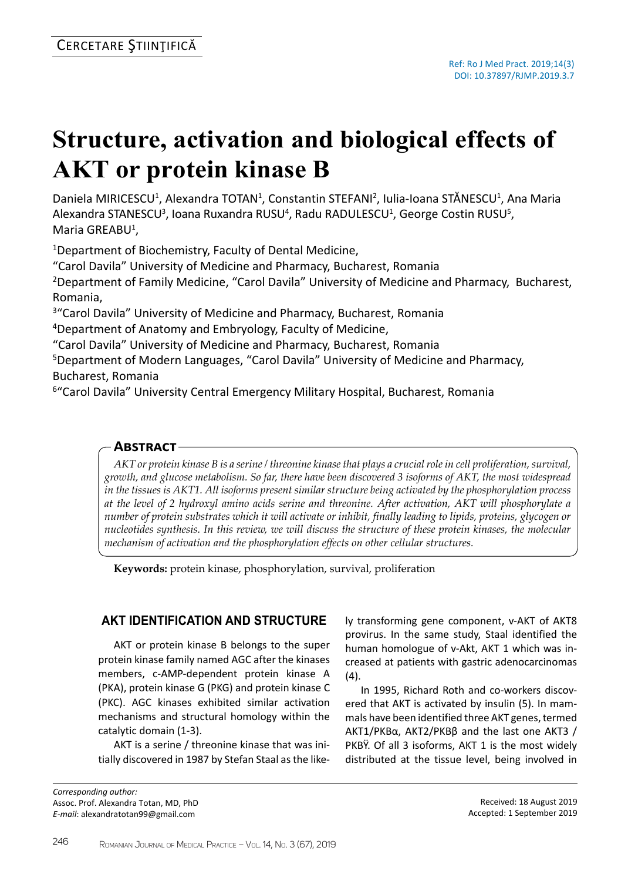Cercetare Ştiinţifică

Ref: Ro J Med Pract. 2019;14(3)
DOI: 10.37897/RJMP.2019.3.7

# Structure, activation and biological effects of AKT or protein kinase B

Daniela MIRICESCU[1], Alexandra TOTAN[1], Constantin STEFANI[2], Iulia-Ioana STĂNESCU[1], Ana Maria Alexandra STANESCU[3], Ioana Ruxandra RUSU[4], Radu RADULESCU[1], George Costin RUSU[5], Maria GREABU[1],

[1]Department of Biochemistry, Faculty of Dental Medicine, "Carol Davila" University of Medicine and Pharmacy, Bucharest, Romania
[2]Department of Family Medicine, "Carol Davila" University of Medicine and Pharmacy, Bucharest, Romania,
[3]"Carol Davila" University of Medicine and Pharmacy, Bucharest, Romania
[4]Department of Anatomy and Embryology, Faculty of Medicine, "Carol Davila" University of Medicine and Pharmacy, Bucharest, Romania
[5]Department of Modern Languages, "Carol Davila" University of Medicine and Pharmacy, Bucharest, Romania
[6]"Carol Davila" University Central Emergency Military Hospital, Bucharest, Romania

## Abstract

*AKT or protein kinase B is a serine / threonine kinase that plays a crucial role in cell proliferation, survival, growth, and glucose metabolism. So far, there have been discovered 3 isoforms of AKT, the most widespread in the tissues is AKT1. All isoforms present similar structure being activated by the phosphorylation process at the level of 2 hydroxyl amino acids serine and threonine. After activation, AKT will phosphorylate a number of protein substrates which it will activate or inhibit, finally leading to lipids, proteins, glycogen or nucleotides synthesis. In this review, we will discuss the structure of these protein kinases, the molecular mechanism of activation and the phosphorylation effects on other cellular structures.*

**Keywords:** protein kinase, phosphorylation, survival, proliferation

## AKT IDENTIFICATION AND STRUCTURE

AKT or protein kinase B belongs to the super protein kinase family named AGC after the kinases members, c-AMP-dependent protein kinase A (PKA), protein kinase G (PKG) and protein kinase C (PKC). AGC kinases exhibited similar activation mechanisms and structural homology within the catalytic domain (1-3).

AKT is a serine / threonine kinase that was initially discovered in 1987 by Stefan Staal as the likely transforming gene component, v-AKT of AKT8 provirus. In the same study, Staal identified the human homologue of v-Akt, AKT 1 which was increased at patients with gastric adenocarcinomas (4).

In 1995, Richard Roth and co-workers discovered that AKT is activated by insulin (5). In mammals have been identified three AKT genes, termed AKT1/PKBα, AKT2/PKBβ and the last one AKT3 / PKBŸ. Of all 3 isoforms, AKT 1 is the most widely distributed at the tissue level, being involved in

*Corresponding author:*
Assoc. Prof. Alexandra Totan, MD, PhD
*E-mail*: alexandratotan99@gmail.com

Received: 18 August 2019
Accepted: 1 September 2019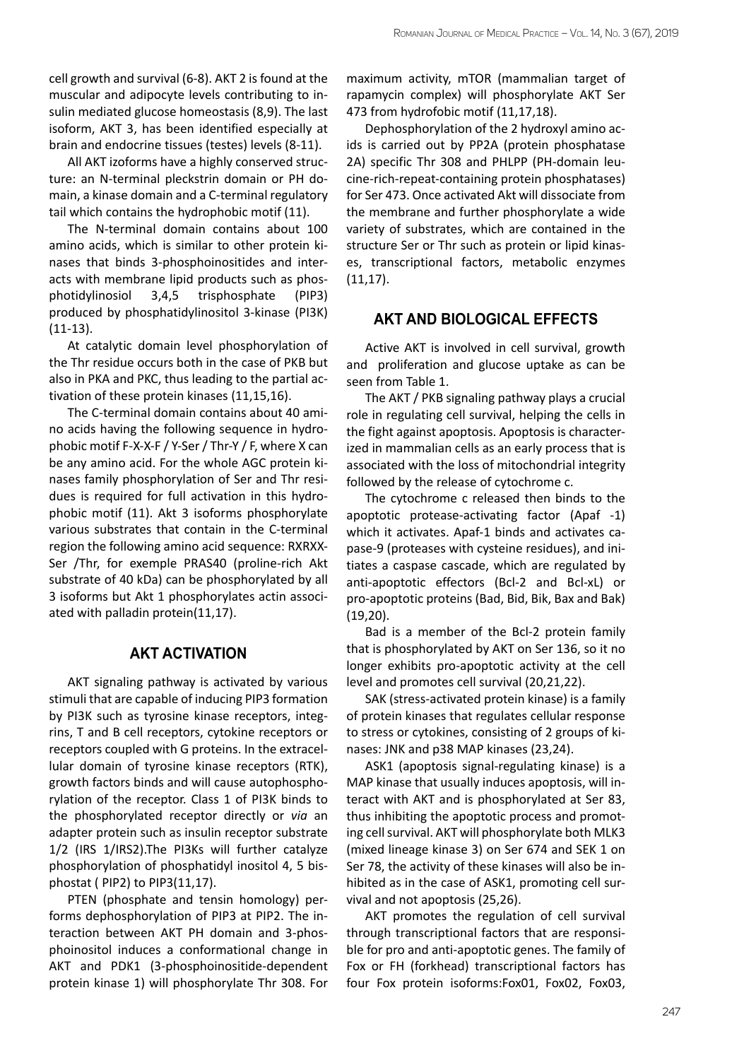cell growth and survival (6-8). AKT 2 is found at the muscular and adipocyte levels contributing to insulin mediated glucose homeostasis (8,9). The last isoform, AKT 3, has been identified especially at brain and endocrine tissues (testes) levels (8-11).

All AKT izoforms have a highly conserved structure: an N-terminal pleckstrin domain or PH domain, a kinase domain and a C-terminal regulatory tail which contains the hydrophobic motif (11).

The N-terminal domain contains about 100 amino acids, which is similar to other protein kinases that binds 3-phosphoinositides and interacts with membrane lipid products such as phosphotidylinosiol 3,4,5 trisphosphate (PIP3) produced by phosphatidylinositol 3-kinase (PI3K) (11-13).

At catalytic domain level phosphorylation of the Thr residue occurs both in the case of PKB but also in PKA and PKC, thus leading to the partial activation of these protein kinases (11,15,16).

The C-terminal domain contains about 40 amino acids having the following sequence in hydrophobic motif F-X-X-F / Y-Ser / Thr-Y / F, where X can be any amino acid. For the whole AGC protein kinases family phosphorylation of Ser and Thr residues is required for full activation in this hydrophobic motif (11). Akt 3 isoforms phosphorylate various substrates that contain in the C-terminal region the following amino acid sequence: RXRXX-Ser /Thr, for exemple PRAS40 (proline-rich Akt substrate of 40 kDa) can be phosphorylated by all 3 isoforms but Akt 1 phosphorylates actin associated with palladin protein(11,17).

## AKT ACTIVATION

AKT signaling pathway is activated by various stimuli that are capable of inducing PIP3 formation by PI3K such as tyrosine kinase receptors, integrins, T and B cell receptors, cytokine receptors or receptors coupled with G proteins. In the extracellular domain of tyrosine kinase receptors (RTK), growth factors binds and will cause autophosphorylation of the receptor. Class 1 of PI3K binds to the phosphorylated receptor directly or *via* an adapter protein such as insulin receptor substrate 1/2 (IRS 1/IRS2).The PI3Ks will further catalyze phosphorylation of phosphatidyl inositol 4, 5 bisphostat ( PIP2) to PIP3(11,17).

PTEN (phosphate and tensin homology) performs dephosphorylation of PIP3 at PIP2. The interaction between AKT PH domain and 3-phosphoinositol induces a conformational change in AKT and PDK1 (3-phosphoinositide-dependent protein kinase 1) will phosphorylate Thr 308. For maximum activity, mTOR (mammalian target of rapamycin complex) will phosphorylate AKT Ser 473 from hydrofobic motif (11,17,18).

Dephosphorylation of the 2 hydroxyl amino acids is carried out by PP2A (protein phosphatase 2A) specific Thr 308 and PHLPP (PH-domain leucine-rich-repeat-containing protein phosphatases) for Ser 473. Once activated Akt will dissociate from the membrane and further phosphorylate a wide variety of substrates, which are contained in the structure Ser or Thr such as protein or lipid kinases, transcriptional factors, metabolic enzymes (11,17).

## AKT AND BIOLOGICAL EFFECTS

Active AKT is involved in cell survival, growth and proliferation and glucose uptake as can be seen from Table 1.

The AKT / PKB signaling pathway plays a crucial role in regulating cell survival, helping the cells in the fight against apoptosis. Apoptosis is characterized in mammalian cells as an early process that is associated with the loss of mitochondrial integrity followed by the release of cytochrome c.

The cytochrome c released then binds to the apoptotic protease-activating factor (Apaf -1) which it activates. Apaf-1 binds and activates capase-9 (proteases with cysteine residues), and initiates a caspase cascade, which are regulated by anti-apoptotic effectors (Bcl-2 and Bcl-xL) or pro-apoptotic proteins (Bad, Bid, Bik, Bax and Bak) (19,20).

Bad is a member of the Bcl-2 protein family that is phosphorylated by AKT on Ser 136, so it no longer exhibits pro-apoptotic activity at the cell level and promotes cell survival (20,21,22).

SAK (stress-activated protein kinase) is a family of protein kinases that regulates cellular response to stress or cytokines, consisting of 2 groups of kinases: JNK and p38 MAP kinases (23,24).

ASK1 (apoptosis signal-regulating kinase) is a MAP kinase that usually induces apoptosis, will interact with AKT and is phosphorylated at Ser 83, thus inhibiting the apoptotic process and promoting cell survival. AKT will phosphorylate both MLK3 (mixed lineage kinase 3) on Ser 674 and SEK 1 on Ser 78, the activity of these kinases will also be inhibited as in the case of ASK1, promoting cell survival and not apoptosis (25,26).

AKT promotes the regulation of cell survival through transcriptional factors that are responsible for pro and anti-apoptotic genes. The family of Fox or FH (forkhead) transcriptional factors has four Fox protein isoforms:Fox01, Fox02, Fox03,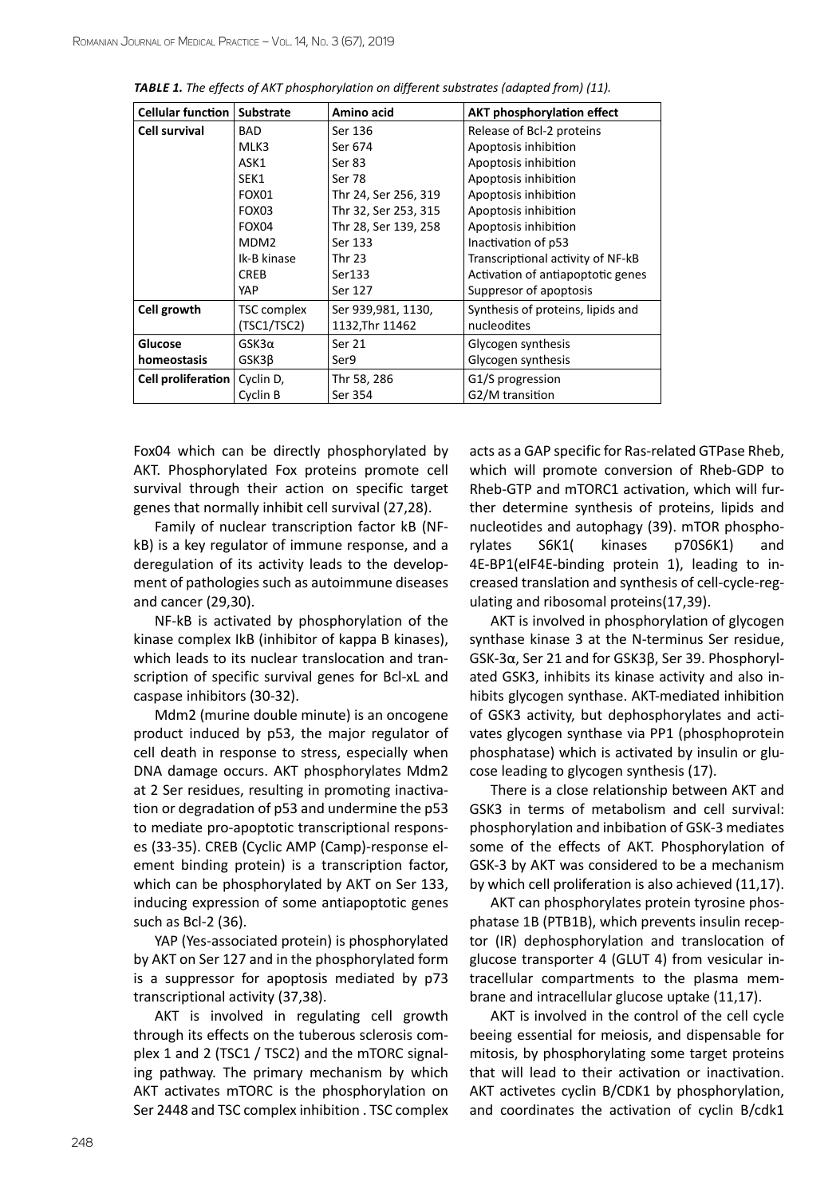***TABLE 1.** The effects of AKT phosphorylation on different substrates (adapted from) (11).*

| Cellular function | Substrate | Amino acid | AKT phosphorylation effect |
|---|---|---|---|
| **Cell survival** | BAD | Ser 136 | Release of Bcl-2 proteins |
| | MLK3 | Ser 674 | Apoptosis inhibition |
| | ASK1 | Ser 83 | Apoptosis inhibition |
| | SEK1 | Ser 78 | Apoptosis inhibition |
| | FOX01 | Thr 24, Ser 256, 319 | Apoptosis inhibition |
| | FOX03 | Thr 32, Ser 253, 315 | Apoptosis inhibition |
| | FOX04 | Thr 28, Ser 139, 258 | Apoptosis inhibition |
| | MDM2 | Ser 133 | Inactivation of p53 |
| | Ik-B kinase | Thr 23 | Transcriptional activity of NF-kB |
| | CREB | Ser133 | Activation of antiapoptotic genes |
| | YAP | Ser 127 | Suppresor of apoptosis |
| **Cell growth** | TSC complex (TSC1/TSC2) | Ser 939,981, 1130, 1132,Thr 11462 | Synthesis of proteins, lipids and nucleodites |
| **Glucose homeostasis** | GSK3α | Ser 21 | Glycogen synthesis |
| | GSK3β | Ser9 | Glycogen synthesis |
| **Cell proliferation** | Cyclin D, | Thr 58, 286 | G1/S progression |
| | Cyclin B | Ser 354 | G2/M transition |

Fox04 which can be directly phosphorylated by AKT. Phosphorylated Fox proteins promote cell survival through their action on specific target genes that normally inhibit cell survival (27,28).

Family of nuclear transcription factor kB (NF-kB) is a key regulator of immune response, and a deregulation of its activity leads to the development of pathologies such as autoimmune diseases and cancer (29,30).

NF-kB is activated by phosphorylation of the kinase complex IkB (inhibitor of kappa B kinases), which leads to its nuclear translocation and transcription of specific survival genes for Bcl-xL and caspase inhibitors (30-32).

Mdm2 (murine double minute) is an oncogene product induced by p53, the major regulator of cell death in response to stress, especially when DNA damage occurs. AKT phosphorylates Mdm2 at 2 Ser residues, resulting in promoting inactivation or degradation of p53 and undermine the p53 to mediate pro-apoptotic transcriptional responses (33-35). CREB (Cyclic AMP (Camp)-response element binding protein) is a transcription factor, which can be phosphorylated by AKT on Ser 133, inducing expression of some antiapoptotic genes such as Bcl-2 (36).

YAP (Yes-associated protein) is phosphorylated by AKT on Ser 127 and in the phosphorylated form is a suppressor for apoptosis mediated by p73 transcriptional activity (37,38).

AKT is involved in regulating cell growth through its effects on the tuberous sclerosis complex 1 and 2 (TSC1 / TSC2) and the mTORC signaling pathway. The primary mechanism by which AKT activates mTORC is the phosphorylation on Ser 2448 and TSC complex inhibition . TSC complex acts as a GAP specific for Ras-related GTPase Rheb, which will promote conversion of Rheb-GDP to Rheb-GTP and mTORC1 activation, which will further determine synthesis of proteins, lipids and nucleotides and autophagy (39). mTOR phosphorylates S6K1( kinases p70S6K1) and 4E-BP1(eIF4E-binding protein 1), leading to increased translation and synthesis of cell-cycle-regulating and ribosomal proteins(17,39).

AKT is involved in phosphorylation of glycogen synthase kinase 3 at the N-terminus Ser residue, GSK-3α, Ser 21 and for GSK3β, Ser 39. Phosphorylated GSK3, inhibits its kinase activity and also inhibits glycogen synthase. AKT-mediated inhibition of GSK3 activity, but dephosphorylates and activates glycogen synthase via PP1 (phosphoprotein phosphatase) which is activated by insulin or glucose leading to glycogen synthesis (17).

There is a close relationship between AKT and GSK3 in terms of metabolism and cell survival: phosphorylation and inbibation of GSK-3 mediates some of the effects of AKT. Phosphorylation of GSK-3 by AKT was considered to be a mechanism by which cell proliferation is also achieved (11,17).

AKT can phosphorylates protein tyrosine phosphatase 1B (PTB1B), which prevents insulin receptor (IR) dephosphorylation and translocation of glucose transporter 4 (GLUT 4) from vesicular intracellular compartments to the plasma membrane and intracellular glucose uptake (11,17).

AKT is involved in the control of the cell cycle beeing essential for meiosis, and dispensable for mitosis, by phosphorylating some target proteins that will lead to their activation or inactivation. AKT activetes cyclin B/CDK1 by phosphorylation, and coordinates the activation of cyclin B/cdk1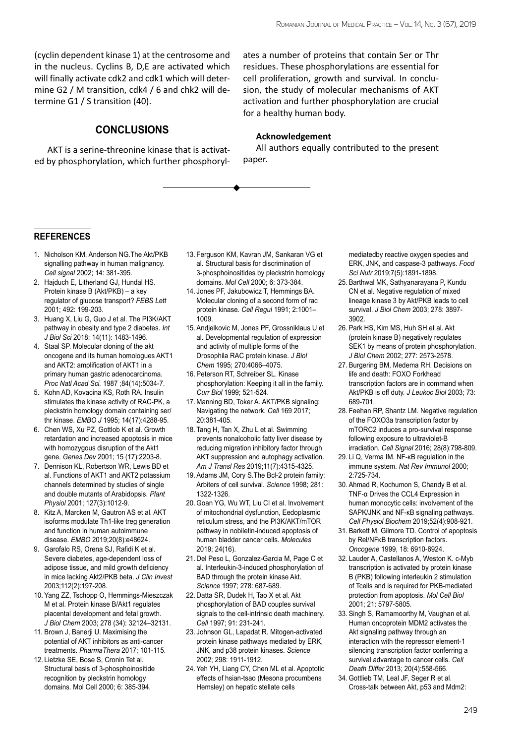(cyclin dependent kinase 1) at the centrosome and in the nucleus. Cyclins B, D,E are activated which will finally activate cdk2 and cdk1 which will determine G2 / M transition, cdk4 / 6 and chk2 will determine G1 / S transition (40).

## CONCLUSIONS

AKT is a serine-threonine kinase that is activated by phosphorylation, which further phosphorylates a number of proteins that contain Ser or Thr residues. These phosphorylations are essential for cell proliferation, growth and survival. In conclusion, the study of molecular mechanisms of AKT activation and further phosphorylation are crucial for a healthy human body.

**Acknowledgement**

All authors equally contributed to the present paper.

## REFERENCES

1. Nicholson KM, Anderson NG.The Akt/PKB signalling pathway in human malignancy. *Cell signal* 2002; 14: 381-395.
2. Hajduch E, Litherland GJ, Hundal HS. Protein kinase B (Akt/PKB) – a key regulator of glucose transport? *FEBS Lett* 2001; 492: 199-203.
3. Huang X, Liu G, Guo J et al. The PI3K/AKT pathway in obesity and type 2 diabetes. *Int J Biol Sci* 2018; 14(11): 1483-1496.
4. Staal SP. Molecular cloning of the akt oncogene and its human homologues AKT1 and AKT2: amplification of AKT1 in a primary human gastric adenocarcinoma. *Proc Natl Acad Sci.* 1987 ;84(14):5034-7.
5. Kohn AD, Kovacina KS, Roth RA. Insulin stimulates the kinase activity of RAC-PK, a pleckstrin homology domain containing ser/thr kinase. *EMBO J* 1995; 14(17):4288-95.
6. Chen WS, Xu PZ, Gottlob K et al. Growth retardation and increased apoptosis in mice with homozygous disruption of the Akt1 gene. *Genes Dev* 2001; 15 (17):2203-8.
7. Dennison KL, Robertson WR, Lewis BD et al. Functions of AKT1 and AKT2 potassium channels determined by studies of single and double mutants of Arabidopsis. *Plant Physiol* 2001; 127(3):1012-9.
8. Kitz A, Marcken M, Gautron AS et al. AKT isoforms modulate Th1-like treg generation and function in human autoimmune disease. *EMBO* 2019;20(8):e48624.
9. Garofalo RS, Orena SJ, Rafidi K et al. Severe diabetes, age-dependent loss of adipose tissue, and mild growth deficiency in mice lacking Akt2/PKB beta. *J Clin Invest* 2003;112(2):197-208.
10. Yang ZZ, Tschopp O, Hemmings-Mieszczak M et al. Protein kinase B/Akt1 regulates placental development and fetal growth. *J Biol Chem* 2003; 278 (34): 32124–32131.
11. Brown J, Banerji U. Maximising the potential of AKT inhibitors as anti-cancer treatments. *PharmaThera* 2017; 101-115.
12. Lietzke SE, Bose S, Cronin Tet al. Structural basis of 3-phosphoinositide recognition by pleckstrin homology domains. Mol Cell 2000; 6: 385-394.
13. Ferguson KM, Kavran JM, Sankaran VG et al. Structural basis for discrimination of 3-phosphoinositides by pleckstrin homology domains. *Mol Cell* 2000; 6: 373-384.
14. Jones PF, Jakubowicz T, Hemmings BA. Molecular cloning of a second form of rac protein kinase. *Cell Regul* 1991; 2:1001–1009.
15. Andjelkovic M, Jones PF, Grossniklaus U et al. Developmental regulation of expression and activity of multiple forms of the Drosophila RAC protein kinase. *J Biol Chem* 1995; 270:4066–4075.
16. Peterson RT, Schreiber SL. Kinase phosphorylation: Keeping it all in the family. *Curr Biol* 1999; 521-524.
17. Manning BD, Toker A. AKT/PKB signaling: Navigating the network. *Cell* 169 2017; 20:381-405.
18. Tang H, Tan X, Zhu L et al. Swimming prevents nonalcoholic fatty liver disease by reducing migration inhibitory factor through AKT suppression and autophagy activation. *Am J Transl Res* 2019;11(7):4315-4325.
19. Adams JM, Cory S.The Bcl-2 protein family: Arbiters of cell survival. *Science* 1998; 281: 1322-1326.
20. Goan YG, Wu WT, Liu CI et al. Involvement of mitochondrial dysfunction, Eedoplasmic reticulum stress, and the PI3K/AKT/mTOR pathway in nobiletin-induced apoptosis of human bladder cancer cells. *Molecules* 2019; 24(16).
21. Del Peso L, Gonzalez-Garcia M, Page C et al. Interleukin-3-induced phosphorylation of BAD through the protein kinase Akt. *Science* 1997; 278: 687-689.
22. Datta SR, Dudek H, Tao X et al. Akt phosphorylation of BAD couples survival signals to the cell-intrinsic death machinery. *Cell* 1997; 91: 231-241.
23. Johnson GL, Lapadat R. Mitogen-activated protein kinase pathways mediated by ERK, JNK, and p38 protein kinases. *Science* 2002; 298: 1911-1912.
24. Yeh YH, Liang CY, Chen ML et al. Apoptotic effects of hsian-tsao (Mesona procumbens Hemsley) on hepatic stellate cells mediatedby reactive oxygen species and ERK, JNK, and caspase-3 pathways. *Food Sci Nutr* 2019;7(5):1891-1898.
25. Barthwal MK, Sathyanarayana P, Kundu CN et al. Negative regulation of mixed lineage kinase 3 by Akt/PKB leads to cell survival. *J Biol Chem* 2003; 278: 3897-3902.
26. Park HS, Kim MS, Huh SH et al. Akt (protein kinase B) negatively regulates SEK1 by means of protein phosphorylation. *J Biol Chem* 2002; 277: 2573-2578.
27. Burgering BM, Medema RH. Decisions on life and death: FOXO Forkhead transcription factors are in command when Akt/PKB is off duty. *J Leukoc Biol* 2003; 73: 689-701.
28. Feehan RP, Shantz LM. Negative regulation of the FOXO3a transcription factor by mTORC2 induces a pro-survival response following exposure to ultraviolet-B irradiation. *Cell Signal* 2016; 28(8):798-809.
29. Li Q, Verma IM. NF-κB regulation in the immune system. *Nat Rev Immunol* 2000; 2:725-734.
30. Ahmad R, Kochumon S, Chandy B et al. TNF-α Drives the CCL4 Expression in human monocytic cells: involvement of the SAPK/JNK and NF-κB signaling pathways. *Cell Physiol Biochem* 2019;52(4):908-921.
31. Barkett M, Gilmore TD. Control of apoptosis by Rel/NFκB transcription factors. *Oncogene* 1999, 18: 6910-6924.
32. Lauder A, Castellanos A, Weston K. c-Myb transcription is activated by protein kinase B (PKB) following interleukin 2 stimulation of Tcells and is required for PKB-mediated protection from apoptosis. *Mol Cell Biol* 2001; 21: 5797-5805.
33. Singh S, Ramamoorthy M, Vaughan et al. Human oncoprotein MDM2 activates the Akt signaling pathway through an interaction with the repressor element-1 silencing transcription factor conferring a survival advantage to cancer cells. *Cell Death Differ* 2013; 20(4):558-566.
34. Gottlieb TM, Leal JF, Seger R et al. Cross-talk between Akt, p53 and Mdm2: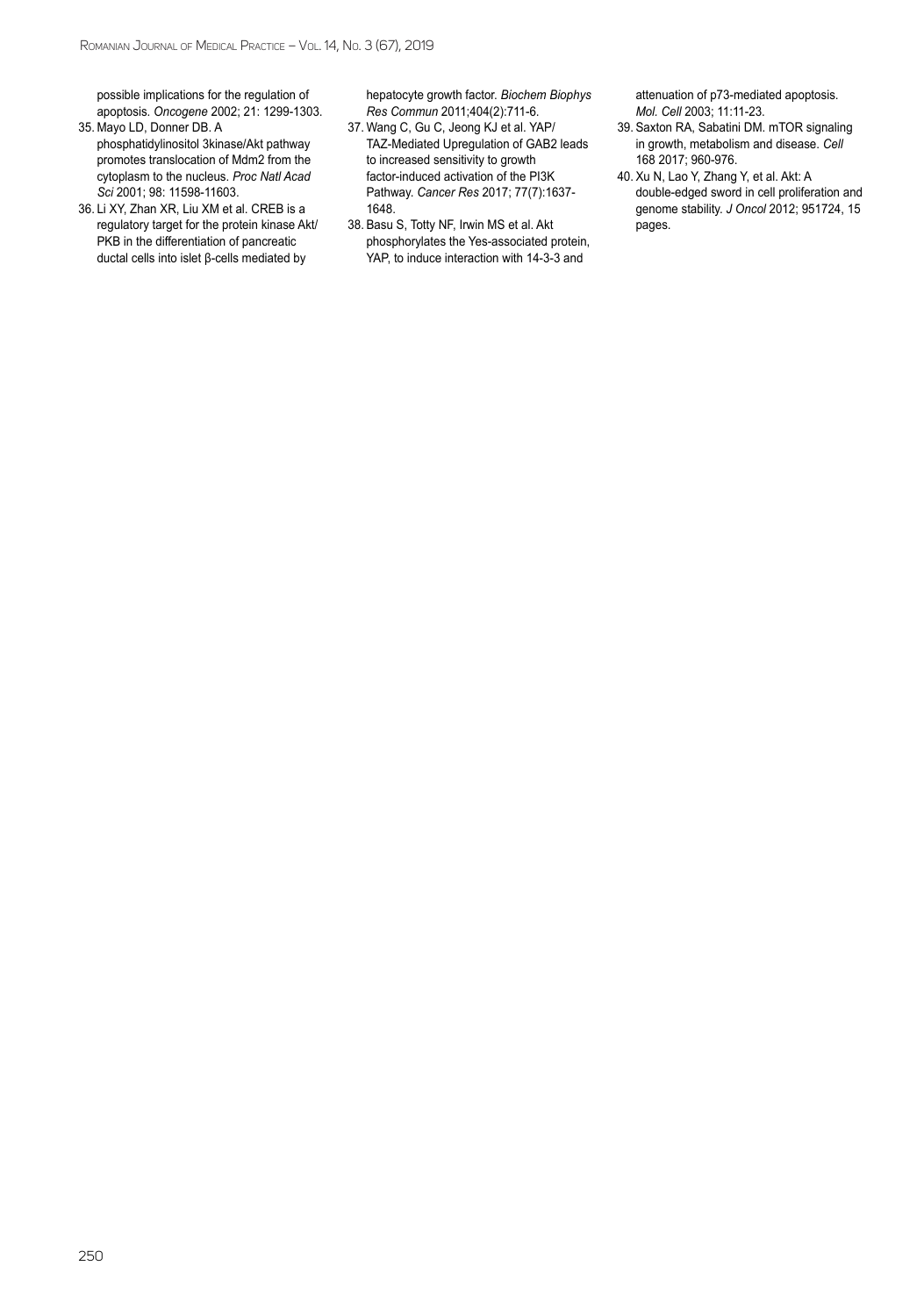possible implications for the regulation of apoptosis. *Oncogene* 2002; 21: 1299-1303.

35. Mayo LD, Donner DB. A phosphatidylinositol 3kinase/Akt pathway promotes translocation of Mdm2 from the cytoplasm to the nucleus. *Proc Natl Acad Sci* 2001; 98: 11598-11603.
36. Li XY, Zhan XR, Liu XM et al. CREB is a regulatory target for the protein kinase Akt/PKB in the differentiation of pancreatic ductal cells into islet β-cells mediated by hepatocyte growth factor. *Biochem Biophys Res Commun* 2011;404(2):711-6.
37. Wang C, Gu C, Jeong KJ et al. YAP/TAZ-Mediated Upregulation of GAB2 leads to increased sensitivity to growth factor-induced activation of the PI3K Pathway. *Cancer Res* 2017; 77(7):1637-1648.
38. Basu S, Totty NF, Irwin MS et al. Akt phosphorylates the Yes-associated protein, YAP, to induce interaction with 14-3-3 and attenuation of p73-mediated apoptosis. *Mol. Cell* 2003; 11:11-23.
39. Saxton RA, Sabatini DM. mTOR signaling in growth, metabolism and disease. *Cell* 168 2017; 960-976.
40. Xu N, Lao Y, Zhang Y, et al. Akt: A double-edged sword in cell proliferation and genome stability. *J Oncol* 2012; 951724, 15 pages.